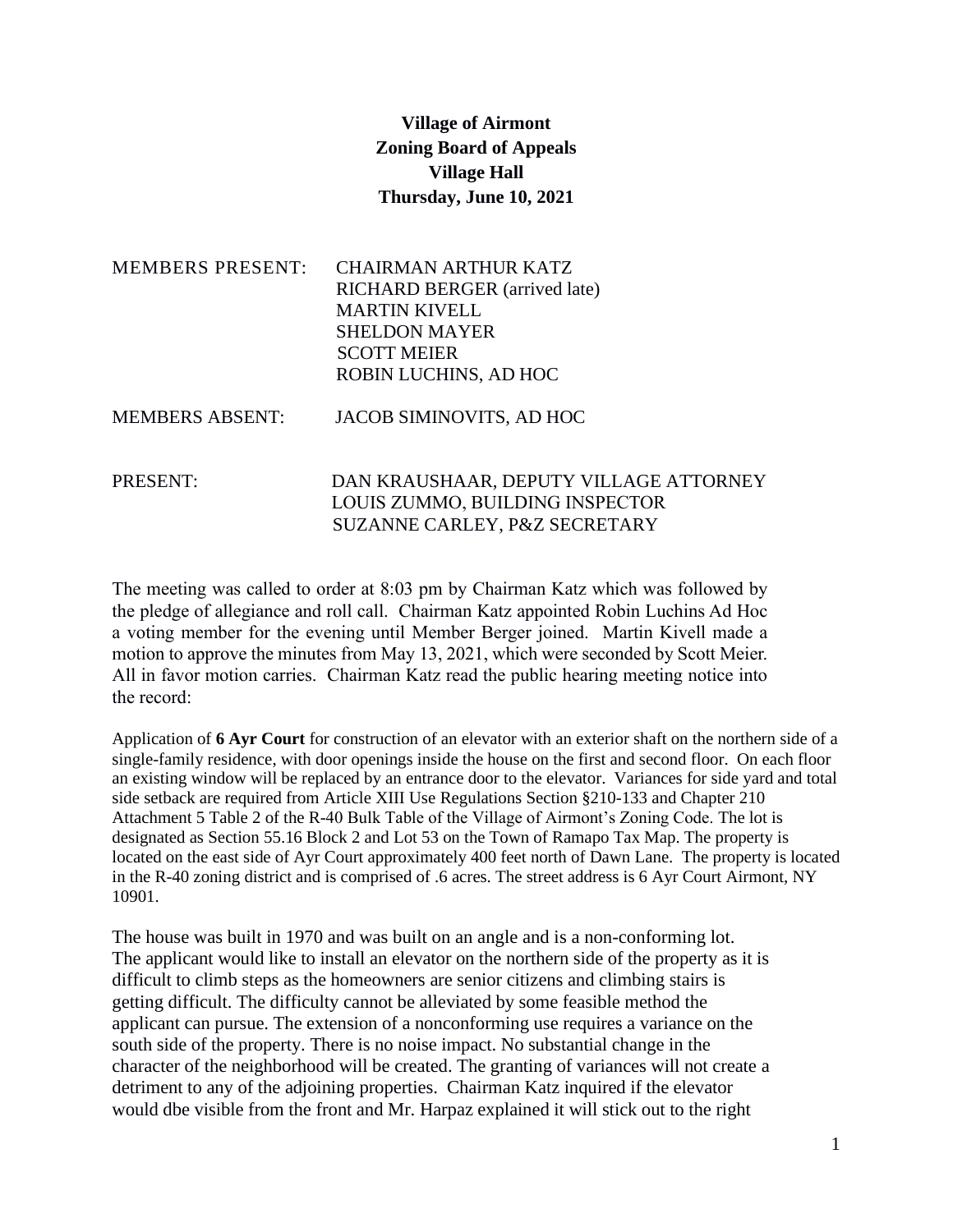**Village of Airmont**
**Zoning Board of Appeals**
**Village Hall**
**Thursday, June 10, 2021**

MEMBERS PRESENT: CHAIRMAN ARTHUR KATZ
RICHARD BERGER (arrived late)
MARTIN KIVELL
SHELDON MAYER
SCOTT MEIER
ROBIN LUCHINS, AD HOC

MEMBERS ABSENT: JACOB SIMINOVITS, AD HOC

PRESENT: DAN KRAUSHAAR, DEPUTY VILLAGE ATTORNEY
LOUIS ZUMMO, BUILDING INSPECTOR
SUZANNE CARLEY, P&Z SECRETARY

The meeting was called to order at 8:03 pm by Chairman Katz which was followed by the pledge of allegiance and roll call. Chairman Katz appointed Robin Luchins Ad Hoc a voting member for the evening until Member Berger joined. Martin Kivell made a motion to approve the minutes from May 13, 2021, which were seconded by Scott Meier. All in favor motion carries. Chairman Katz read the public hearing meeting notice into the record:

Application of **6 Ayr Court** for construction of an elevator with an exterior shaft on the northern side of a single-family residence, with door openings inside the house on the first and second floor. On each floor an existing window will be replaced by an entrance door to the elevator. Variances for side yard and total side setback are required from Article XIII Use Regulations Section §210-133 and Chapter 210 Attachment 5 Table 2 of the R-40 Bulk Table of the Village of Airmont's Zoning Code. The lot is designated as Section 55.16 Block 2 and Lot 53 on the Town of Ramapo Tax Map. The property is located on the east side of Ayr Court approximately 400 feet north of Dawn Lane. The property is located in the R-40 zoning district and is comprised of .6 acres. The street address is 6 Ayr Court Airmont, NY 10901.

The house was built in 1970 and was built on an angle and is a non-conforming lot. The applicant would like to install an elevator on the northern side of the property as it is difficult to climb steps as the homeowners are senior citizens and climbing stairs is getting difficult. The difficulty cannot be alleviated by some feasible method the applicant can pursue. The extension of a nonconforming use requires a variance on the south side of the property. There is no noise impact. No substantial change in the character of the neighborhood will be created. The granting of variances will not create a detriment to any of the adjoining properties. Chairman Katz inquired if the elevator would dbe visible from the front and Mr. Harpaz explained it will stick out to the right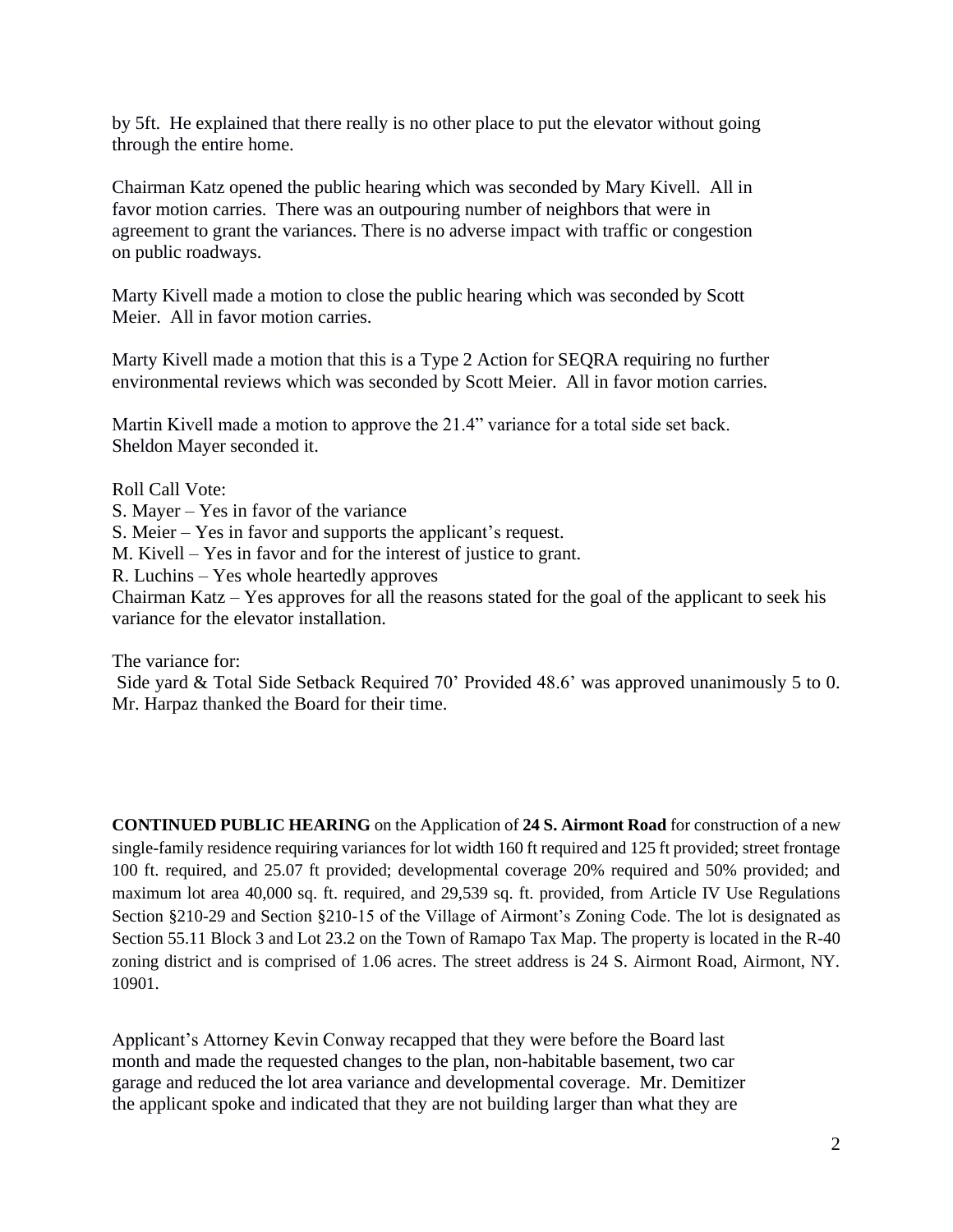by 5ft. He explained that there really is no other place to put the elevator without going through the entire home.

Chairman Katz opened the public hearing which was seconded by Mary Kivell. All in favor motion carries. There was an outpouring number of neighbors that were in agreement to grant the variances. There is no adverse impact with traffic or congestion on public roadways.

Marty Kivell made a motion to close the public hearing which was seconded by Scott Meier. All in favor motion carries.

Marty Kivell made a motion that this is a Type 2 Action for SEQRA requiring no further environmental reviews which was seconded by Scott Meier. All in favor motion carries.

Martin Kivell made a motion to approve the 21.4" variance for a total side set back. Sheldon Mayer seconded it.

Roll Call Vote:
S. Mayer – Yes in favor of the variance
S. Meier – Yes in favor and supports the applicant's request.
M. Kivell – Yes in favor and for the interest of justice to grant.
R. Luchins – Yes whole heartedly approves
Chairman Katz – Yes approves for all the reasons stated for the goal of the applicant to seek his variance for the elevator installation.

The variance for:
Side yard & Total Side Setback Required 70' Provided 48.6' was approved unanimously 5 to 0. Mr. Harpaz thanked the Board for their time.

**CONTINUED PUBLIC HEARING** on the Application of **24 S. Airmont Road** for construction of a new single-family residence requiring variances for lot width 160 ft required and 125 ft provided; street frontage 100 ft. required, and 25.07 ft provided; developmental coverage 20% required and 50% provided; and maximum lot area 40,000 sq. ft. required, and 29,539 sq. ft. provided, from Article IV Use Regulations Section §210-29 and Section §210-15 of the Village of Airmont's Zoning Code. The lot is designated as Section 55.11 Block 3 and Lot 23.2 on the Town of Ramapo Tax Map. The property is located in the R-40 zoning district and is comprised of 1.06 acres. The street address is 24 S. Airmont Road, Airmont, NY. 10901.

Applicant's Attorney Kevin Conway recapped that they were before the Board last month and made the requested changes to the plan, non-habitable basement, two car garage and reduced the lot area variance and developmental coverage. Mr. Demitizer the applicant spoke and indicated that they are not building larger than what they are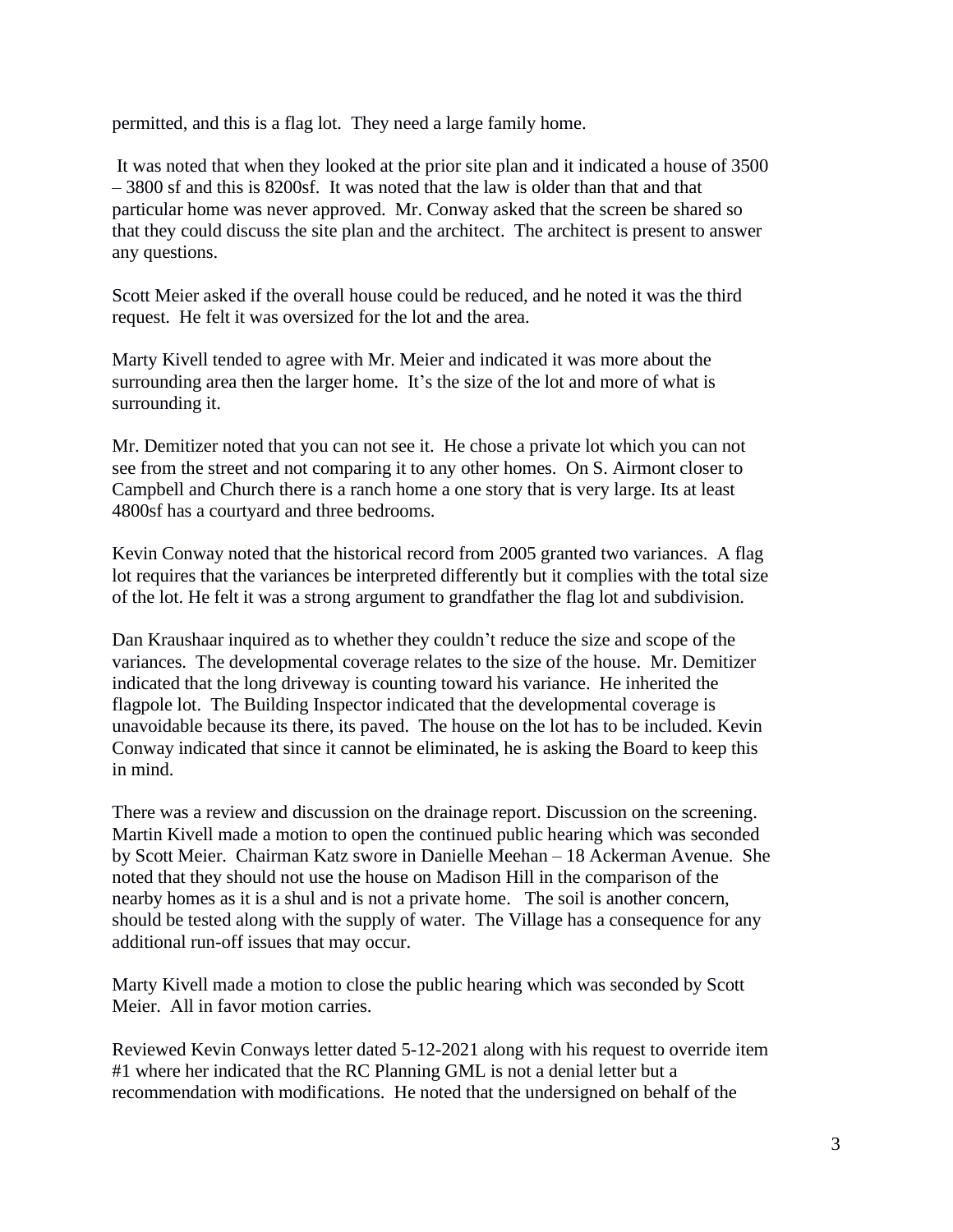permitted, and this is a flag lot. They need a large family home.

It was noted that when they looked at the prior site plan and it indicated a house of 3500 – 3800 sf and this is 8200sf. It was noted that the law is older than that and that particular home was never approved. Mr. Conway asked that the screen be shared so that they could discuss the site plan and the architect. The architect is present to answer any questions.

Scott Meier asked if the overall house could be reduced, and he noted it was the third request. He felt it was oversized for the lot and the area.

Marty Kivell tended to agree with Mr. Meier and indicated it was more about the surrounding area then the larger home. It's the size of the lot and more of what is surrounding it.

Mr. Demitizer noted that you can not see it. He chose a private lot which you can not see from the street and not comparing it to any other homes. On S. Airmont closer to Campbell and Church there is a ranch home a one story that is very large. Its at least 4800sf has a courtyard and three bedrooms.

Kevin Conway noted that the historical record from 2005 granted two variances. A flag lot requires that the variances be interpreted differently but it complies with the total size of the lot. He felt it was a strong argument to grandfather the flag lot and subdivision.

Dan Kraushaar inquired as to whether they couldn't reduce the size and scope of the variances. The developmental coverage relates to the size of the house. Mr. Demitizer indicated that the long driveway is counting toward his variance. He inherited the flagpole lot. The Building Inspector indicated that the developmental coverage is unavoidable because its there, its paved. The house on the lot has to be included. Kevin Conway indicated that since it cannot be eliminated, he is asking the Board to keep this in mind.

There was a review and discussion on the drainage report. Discussion on the screening. Martin Kivell made a motion to open the continued public hearing which was seconded by Scott Meier. Chairman Katz swore in Danielle Meehan – 18 Ackerman Avenue. She noted that they should not use the house on Madison Hill in the comparison of the nearby homes as it is a shul and is not a private home. The soil is another concern, should be tested along with the supply of water. The Village has a consequence for any additional run-off issues that may occur.

Marty Kivell made a motion to close the public hearing which was seconded by Scott Meier. All in favor motion carries.

Reviewed Kevin Conways letter dated 5-12-2021 along with his request to override item #1 where her indicated that the RC Planning GML is not a denial letter but a recommendation with modifications. He noted that the undersigned on behalf of the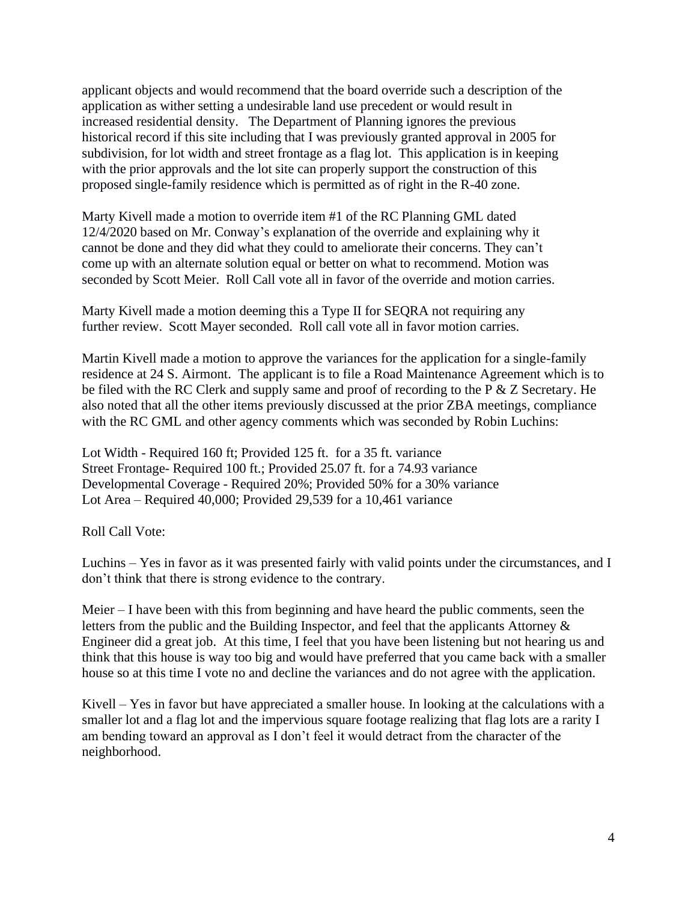applicant objects and would recommend that the board override such a description of the application as wither setting a undesirable land use precedent or would result in increased residential density. The Department of Planning ignores the previous historical record if this site including that I was previously granted approval in 2005 for subdivision, for lot width and street frontage as a flag lot. This application is in keeping with the prior approvals and the lot site can properly support the construction of this proposed single-family residence which is permitted as of right in the R-40 zone.

Marty Kivell made a motion to override item #1 of the RC Planning GML dated 12/4/2020 based on Mr. Conway's explanation of the override and explaining why it cannot be done and they did what they could to ameliorate their concerns. They can't come up with an alternate solution equal or better on what to recommend. Motion was seconded by Scott Meier. Roll Call vote all in favor of the override and motion carries.

Marty Kivell made a motion deeming this a Type II for SEQRA not requiring any further review. Scott Mayer seconded. Roll call vote all in favor motion carries.

Martin Kivell made a motion to approve the variances for the application for a single-family residence at 24 S. Airmont. The applicant is to file a Road Maintenance Agreement which is to be filed with the RC Clerk and supply same and proof of recording to the P & Z Secretary. He also noted that all the other items previously discussed at the prior ZBA meetings, compliance with the RC GML and other agency comments which was seconded by Robin Luchins:

Lot Width - Required 160 ft; Provided 125 ft. for a 35 ft. variance
Street Frontage- Required 100 ft.; Provided 25.07 ft. for a 74.93 variance
Developmental Coverage - Required 20%; Provided 50% for a 30% variance
Lot Area – Required 40,000; Provided 29,539 for a 10,461 variance

Roll Call Vote:

Luchins – Yes in favor as it was presented fairly with valid points under the circumstances, and I don't think that there is strong evidence to the contrary.

Meier – I have been with this from beginning and have heard the public comments, seen the letters from the public and the Building Inspector, and feel that the applicants Attorney & Engineer did a great job. At this time, I feel that you have been listening but not hearing us and think that this house is way too big and would have preferred that you came back with a smaller house so at this time I vote no and decline the variances and do not agree with the application.

Kivell – Yes in favor but have appreciated a smaller house. In looking at the calculations with a smaller lot and a flag lot and the impervious square footage realizing that flag lots are a rarity I am bending toward an approval as I don't feel it would detract from the character of the neighborhood.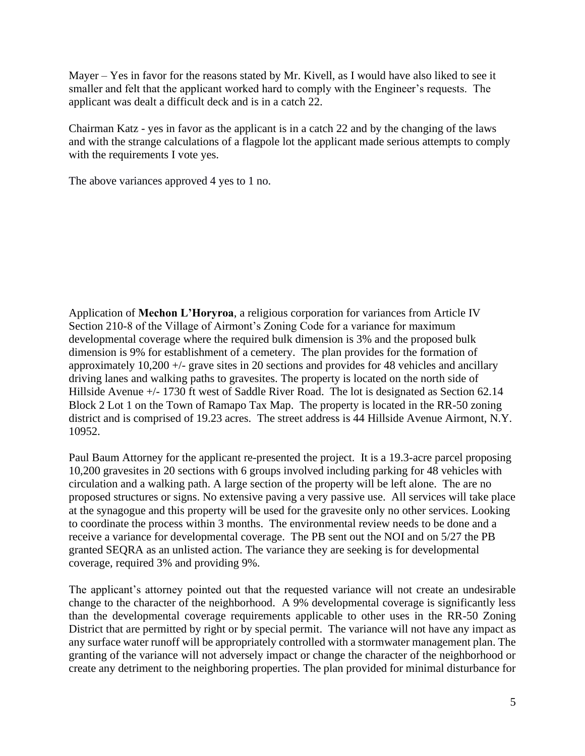Mayer – Yes in favor for the reasons stated by Mr. Kivell, as I would have also liked to see it smaller and felt that the applicant worked hard to comply with the Engineer's requests. The applicant was dealt a difficult deck and is in a catch 22.

Chairman Katz - yes in favor as the applicant is in a catch 22 and by the changing of the laws and with the strange calculations of a flagpole lot the applicant made serious attempts to comply with the requirements I vote yes.

The above variances approved 4 yes to 1 no.

Application of **Mechon L'Horyroa**, a religious corporation for variances from Article IV Section 210-8 of the Village of Airmont's Zoning Code for a variance for maximum developmental coverage where the required bulk dimension is 3% and the proposed bulk dimension is 9% for establishment of a cemetery. The plan provides for the formation of approximately 10,200 +/- grave sites in 20 sections and provides for 48 vehicles and ancillary driving lanes and walking paths to gravesites. The property is located on the north side of Hillside Avenue +/- 1730 ft west of Saddle River Road. The lot is designated as Section 62.14 Block 2 Lot 1 on the Town of Ramapo Tax Map. The property is located in the RR-50 zoning district and is comprised of 19.23 acres. The street address is 44 Hillside Avenue Airmont, N.Y. 10952.

Paul Baum Attorney for the applicant re-presented the project. It is a 19.3-acre parcel proposing 10,200 gravesites in 20 sections with 6 groups involved including parking for 48 vehicles with circulation and a walking path. A large section of the property will be left alone. The are no proposed structures or signs. No extensive paving a very passive use. All services will take place at the synagogue and this property will be used for the gravesite only no other services. Looking to coordinate the process within 3 months. The environmental review needs to be done and a receive a variance for developmental coverage. The PB sent out the NOI and on 5/27 the PB granted SEQRA as an unlisted action. The variance they are seeking is for developmental coverage, required 3% and providing 9%.

The applicant's attorney pointed out that the requested variance will not create an undesirable change to the character of the neighborhood. A 9% developmental coverage is significantly less than the developmental coverage requirements applicable to other uses in the RR-50 Zoning District that are permitted by right or by special permit. The variance will not have any impact as any surface water runoff will be appropriately controlled with a stormwater management plan. The granting of the variance will not adversely impact or change the character of the neighborhood or create any detriment to the neighboring properties. The plan provided for minimal disturbance for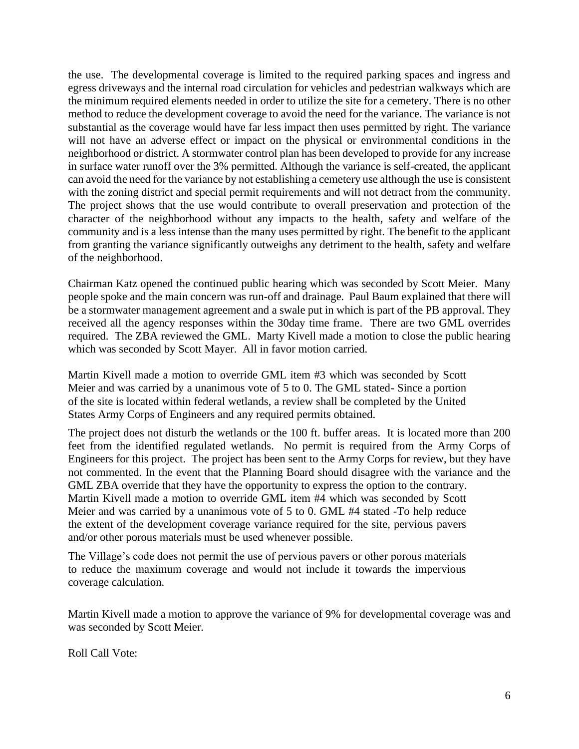the use. The developmental coverage is limited to the required parking spaces and ingress and egress driveways and the internal road circulation for vehicles and pedestrian walkways which are the minimum required elements needed in order to utilize the site for a cemetery. There is no other method to reduce the development coverage to avoid the need for the variance. The variance is not substantial as the coverage would have far less impact then uses permitted by right. The variance will not have an adverse effect or impact on the physical or environmental conditions in the neighborhood or district. A stormwater control plan has been developed to provide for any increase in surface water runoff over the 3% permitted. Although the variance is self-created, the applicant can avoid the need for the variance by not establishing a cemetery use although the use is consistent with the zoning district and special permit requirements and will not detract from the community. The project shows that the use would contribute to overall preservation and protection of the character of the neighborhood without any impacts to the health, safety and welfare of the community and is a less intense than the many uses permitted by right. The benefit to the applicant from granting the variance significantly outweighs any detriment to the health, safety and welfare of the neighborhood.

Chairman Katz opened the continued public hearing which was seconded by Scott Meier. Many people spoke and the main concern was run-off and drainage. Paul Baum explained that there will be a stormwater management agreement and a swale put in which is part of the PB approval. They received all the agency responses within the 30day time frame. There are two GML overrides required. The ZBA reviewed the GML. Marty Kivell made a motion to close the public hearing which was seconded by Scott Mayer. All in favor motion carried.

Martin Kivell made a motion to override GML item #3 which was seconded by Scott Meier and was carried by a unanimous vote of 5 to 0. The GML stated- Since a portion of the site is located within federal wetlands, a review shall be completed by the United States Army Corps of Engineers and any required permits obtained.

The project does not disturb the wetlands or the 100 ft. buffer areas. It is located more than 200 feet from the identified regulated wetlands. No permit is required from the Army Corps of Engineers for this project. The project has been sent to the Army Corps for review, but they have not commented. In the event that the Planning Board should disagree with the variance and the GML ZBA override that they have the opportunity to express the option to the contrary.
Martin Kivell made a motion to override GML item #4 which was seconded by Scott Meier and was carried by a unanimous vote of 5 to 0. GML #4 stated -To help reduce the extent of the development coverage variance required for the site, pervious pavers and/or other porous materials must be used whenever possible.

The Village's code does not permit the use of pervious pavers or other porous materials to reduce the maximum coverage and would not include it towards the impervious coverage calculation.

Martin Kivell made a motion to approve the variance of 9% for developmental coverage was and was seconded by Scott Meier.

Roll Call Vote: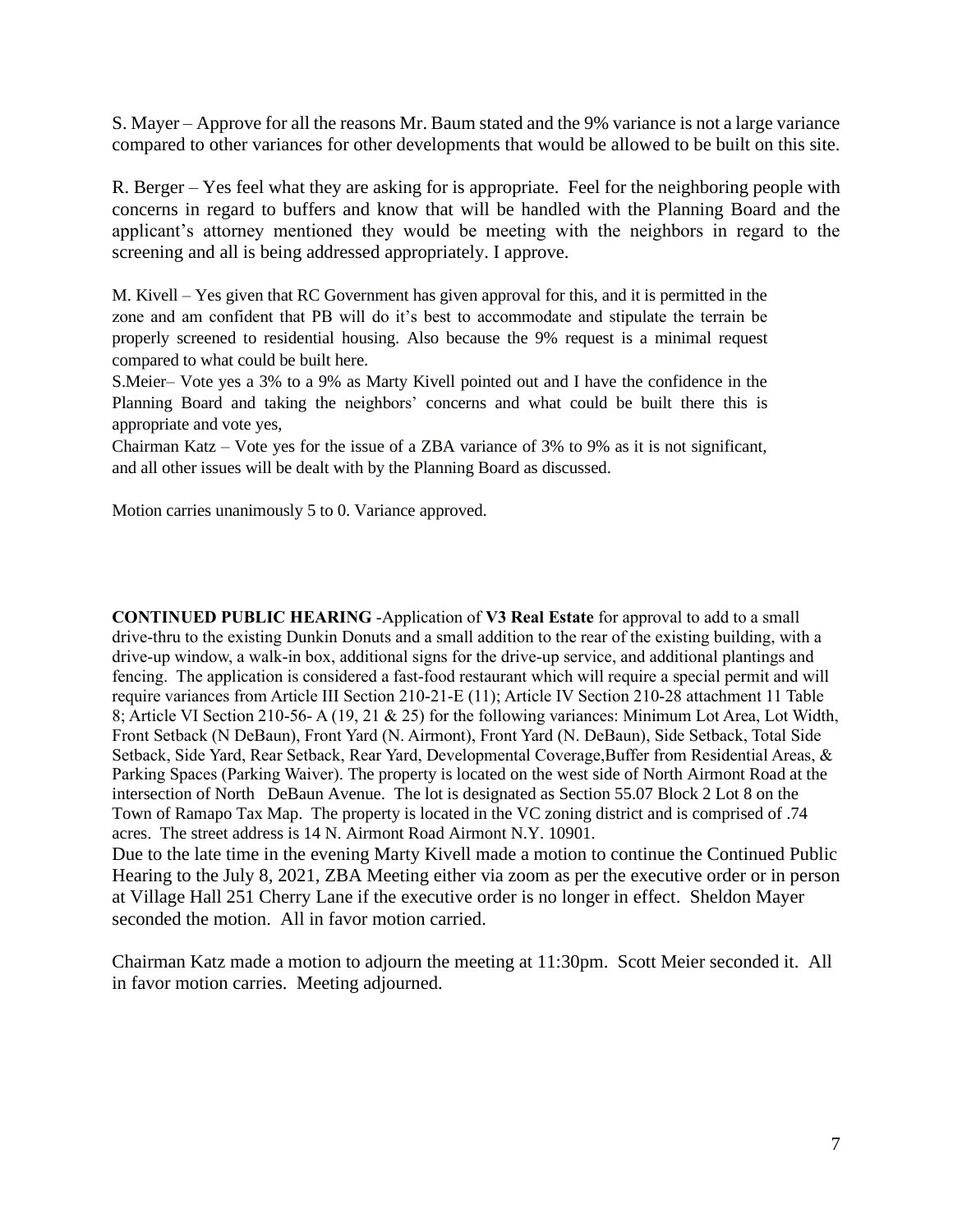S. Mayer – Approve for all the reasons Mr. Baum stated and the 9% variance is not a large variance compared to other variances for other developments that would be allowed to be built on this site.

R. Berger – Yes feel what they are asking for is appropriate. Feel for the neighboring people with concerns in regard to buffers and know that will be handled with the Planning Board and the applicant's attorney mentioned they would be meeting with the neighbors in regard to the screening and all is being addressed appropriately. I approve.

M. Kivell – Yes given that RC Government has given approval for this, and it is permitted in the zone and am confident that PB will do it's best to accommodate and stipulate the terrain be properly screened to residential housing. Also because the 9% request is a minimal request compared to what could be built here.

S.Meier– Vote yes a 3% to a 9% as Marty Kivell pointed out and I have the confidence in the Planning Board and taking the neighbors' concerns and what could be built there this is appropriate and vote yes,

Chairman Katz – Vote yes for the issue of a ZBA variance of 3% to 9% as it is not significant, and all other issues will be dealt with by the Planning Board as discussed.

Motion carries unanimously 5 to 0. Variance approved.

**CONTINUED PUBLIC HEARING** -Application of **V3 Real Estate** for approval to add to a small drive-thru to the existing Dunkin Donuts and a small addition to the rear of the existing building, with a drive-up window, a walk-in box, additional signs for the drive-up service, and additional plantings and fencing. The application is considered a fast-food restaurant which will require a special permit and will require variances from Article III Section 210-21-E (11); Article IV Section 210-28 attachment 11 Table 8; Article VI Section 210-56- A (19, 21 & 25) for the following variances: Minimum Lot Area, Lot Width, Front Setback (N DeBaun), Front Yard (N. Airmont), Front Yard (N. DeBaun), Side Setback, Total Side Setback, Side Yard, Rear Setback, Rear Yard, Developmental Coverage,Buffer from Residential Areas, & Parking Spaces (Parking Waiver). The property is located on the west side of North Airmont Road at the intersection of North DeBaun Avenue. The lot is designated as Section 55.07 Block 2 Lot 8 on the Town of Ramapo Tax Map. The property is located in the VC zoning district and is comprised of .74 acres. The street address is 14 N. Airmont Road Airmont N.Y. 10901.

Due to the late time in the evening Marty Kivell made a motion to continue the Continued Public Hearing to the July 8, 2021, ZBA Meeting either via zoom as per the executive order or in person at Village Hall 251 Cherry Lane if the executive order is no longer in effect. Sheldon Mayer seconded the motion. All in favor motion carried.

Chairman Katz made a motion to adjourn the meeting at 11:30pm. Scott Meier seconded it. All in favor motion carries. Meeting adjourned.